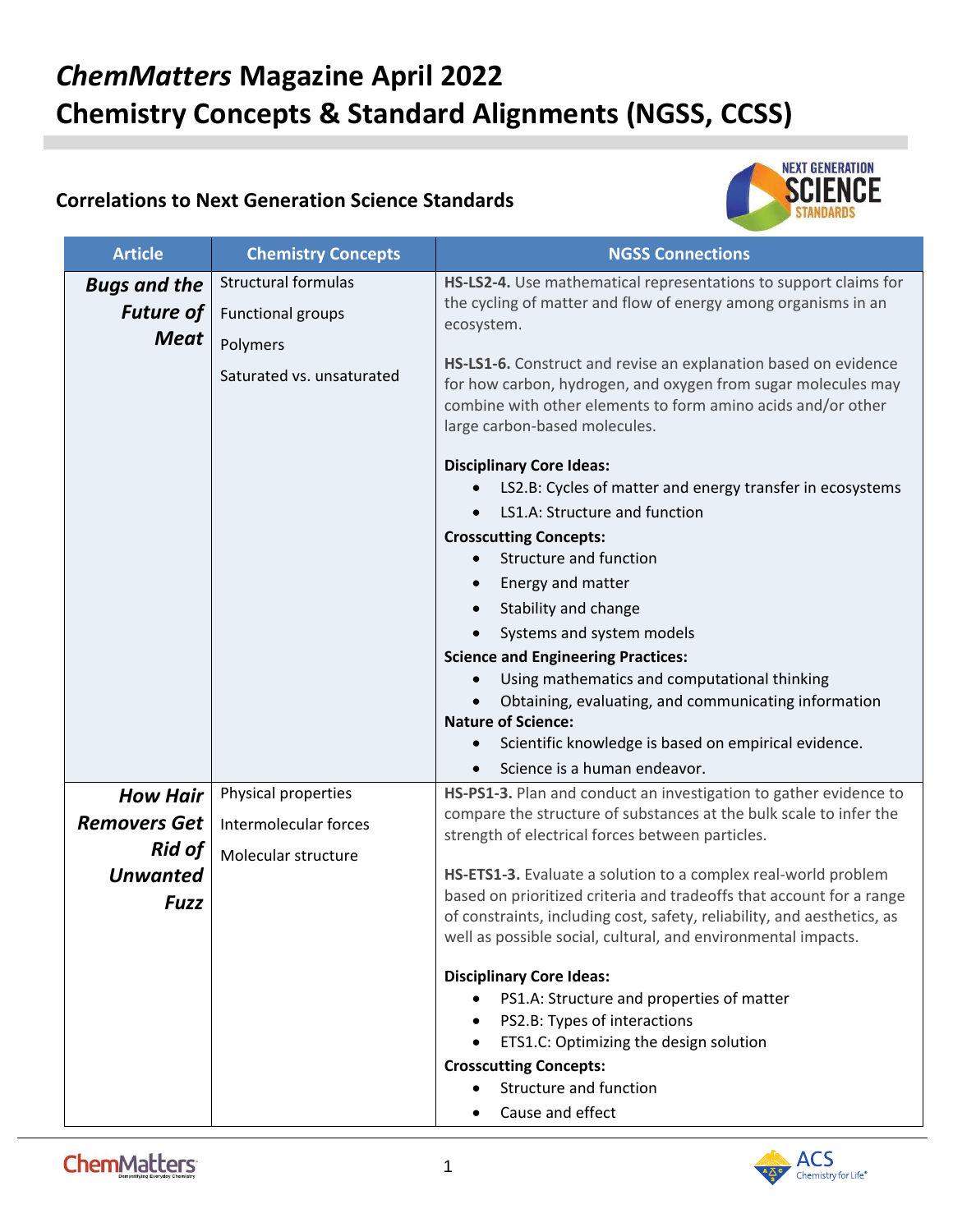# *ChemMatters* Magazine April 2022
# Chemistry Concepts & Standard Alignments (NGSS, CCSS)

## Correlations to Next Generation Science Standards

| Article | Chemistry Concepts | NGSS Connections |
|---|---|---|
| ***Bugs and the Future of Meat*** | Structural formulas<br>Functional groups<br>Polymers<br>Saturated vs. unsaturated | **HS-LS2-4.** Use mathematical representations to support claims for the cycling of matter and flow of energy among organisms in an ecosystem.<br><br>**HS-LS1-6.** Construct and revise an explanation based on evidence for how carbon, hydrogen, and oxygen from sugar molecules may combine with other elements to form amino acids and/or other large carbon-based molecules.<br><br>**Disciplinary Core Ideas:**<br>• LS2.B: Cycles of matter and energy transfer in ecosystems<br>• LS1.A: Structure and function<br>**Crosscutting Concepts:**<br>• Structure and function<br>• Energy and matter<br>• Stability and change<br>• Systems and system models<br>**Science and Engineering Practices:**<br>• Using mathematics and computational thinking<br>• Obtaining, evaluating, and communicating information<br>**Nature of Science:**<br>• Scientific knowledge is based on empirical evidence.<br>• Science is a human endeavor. |
| ***How Hair Removers Get Rid of Unwanted Fuzz*** | Physical properties<br>Intermolecular forces<br>Molecular structure | **HS-PS1-3.** Plan and conduct an investigation to gather evidence to compare the structure of substances at the bulk scale to infer the strength of electrical forces between particles.<br><br>**HS-ETS1-3.** Evaluate a solution to a complex real-world problem based on prioritized criteria and tradeoffs that account for a range of constraints, including cost, safety, reliability, and aesthetics, as well as possible social, cultural, and environmental impacts.<br><br>**Disciplinary Core Ideas:**<br>• PS1.A: Structure and properties of matter<br>• PS2.B: Types of interactions<br>• ETS1.C: Optimizing the design solution<br>**Crosscutting Concepts:**<br>• Structure and function<br>• Cause and effect |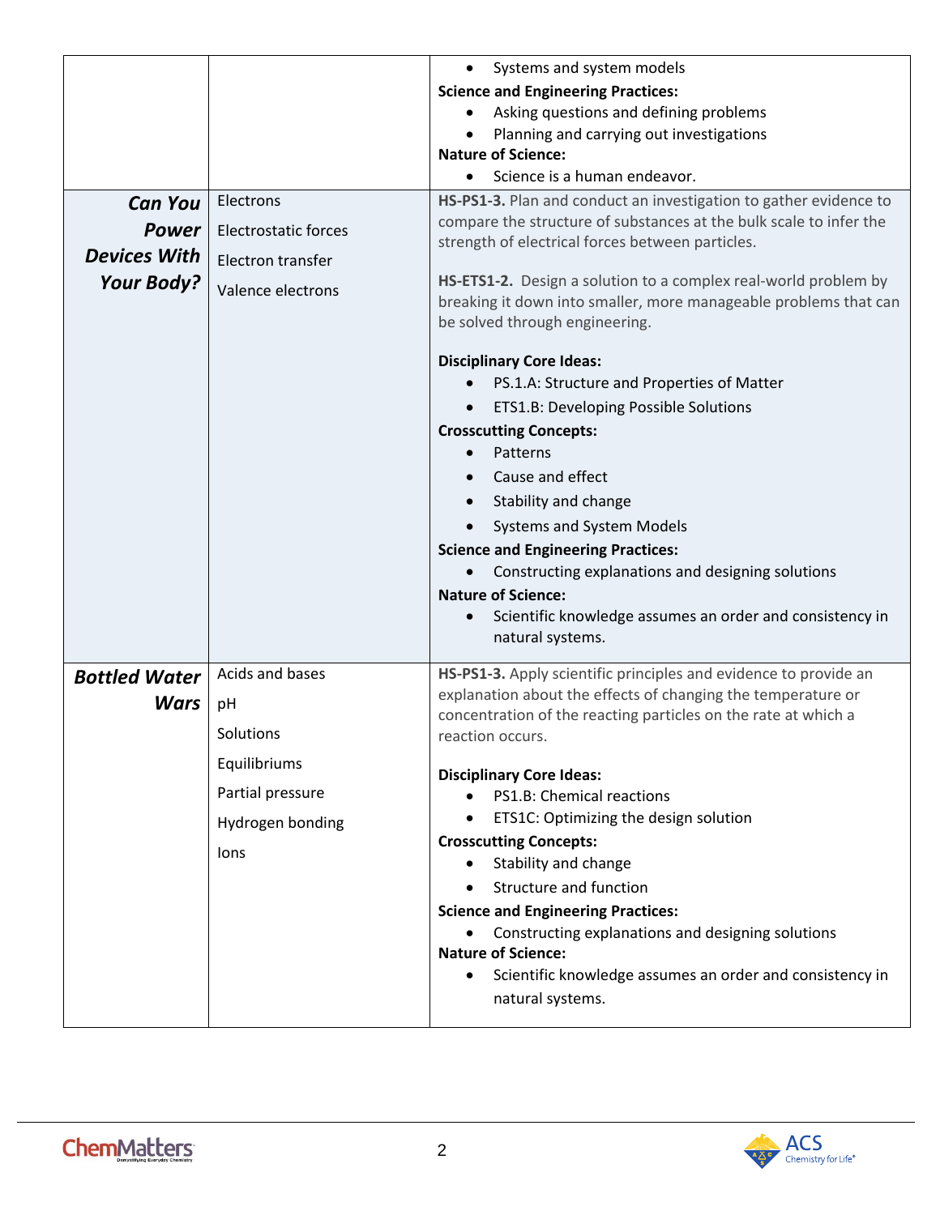| | | |
|---|---|---|
| | | • Systems and system models<br>**Science and Engineering Practices:**<br>• Asking questions and defining problems<br>• Planning and carrying out investigations<br>**Nature of Science:**<br>• Science is a human endeavor. |
| ***Can You Power Devices With Your Body?*** | Electrons<br>Electrostatic forces<br>Electron transfer<br>Valence electrons | **HS-PS1-3.** Plan and conduct an investigation to gather evidence to compare the structure of substances at the bulk scale to infer the strength of electrical forces between particles.<br><br>**HS-ETS1-2.** Design a solution to a complex real-world problem by breaking it down into smaller, more manageable problems that can be solved through engineering.<br><br>**Disciplinary Core Ideas:**<br>• PS.1.A: Structure and Properties of Matter<br>• ETS1.B: Developing Possible Solutions<br>**Crosscutting Concepts:**<br>• Patterns<br>• Cause and effect<br>• Stability and change<br>• Systems and System Models<br>**Science and Engineering Practices:**<br>• Constructing explanations and designing solutions<br>**Nature of Science:**<br>• Scientific knowledge assumes an order and consistency in natural systems. |
| ***Bottled Water Wars*** | Acids and bases<br>pH<br>Solutions<br>Equilibriums<br>Partial pressure<br>Hydrogen bonding<br>Ions | **HS-PS1-3.** Apply scientific principles and evidence to provide an explanation about the effects of changing the temperature or concentration of the reacting particles on the rate at which a reaction occurs.<br><br>**Disciplinary Core Ideas:**<br>• PS1.B: Chemical reactions<br>• ETS1C: Optimizing the design solution<br>**Crosscutting Concepts:**<br>• Stability and change<br>• Structure and function<br>**Science and Engineering Practices:**<br>• Constructing explanations and designing solutions<br>**Nature of Science:**<br>• Scientific knowledge assumes an order and consistency in natural systems. |